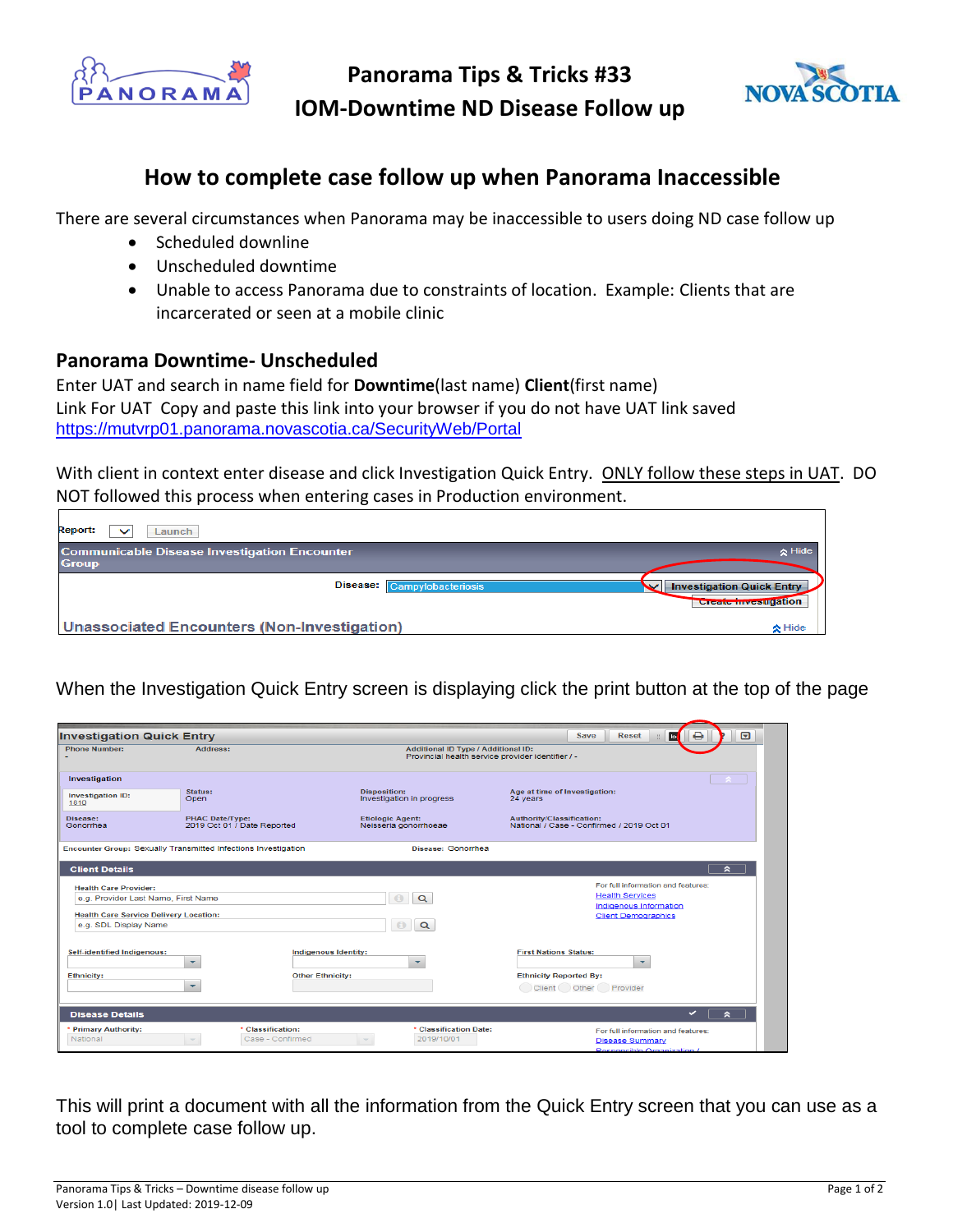# Panorama Tips & Tricks #33

# IOM-Downtime ND Disease Follow up

## How to complete case follow up when Panorama Inaccessible

There are several circumstances when Panorama may be inaccessible to users doing ND case follow up

- Scheduled downline
- Unscheduled downtime
- Unable to access Panorama due to constraints of location. Example: Clients that are incarcerated or seen at a mobile clinic

### Panorama Downtime- Unscheduled

Enter UAT and search in name field for **Downtime**(last name) **Client**(first name)
Link For UAT Copy and paste this link into your browser if you do not have UAT link saved
[https://mutvrp01.panorama.novascotia.ca/SecurityWeb/Portal](https://mutvrp01.panorama.novascotia.ca/SecurityWeb/Portal)

With client in context enter disease and click Investigation Quick Entry. ONLY follow these steps in UAT. DO NOT followed this process when entering cases in Production environment.

When the Investigation Quick Entry screen is displaying click the print button at the top of the page

This will print a document with all the information from the Quick Entry screen that you can use as a tool to complete case follow up.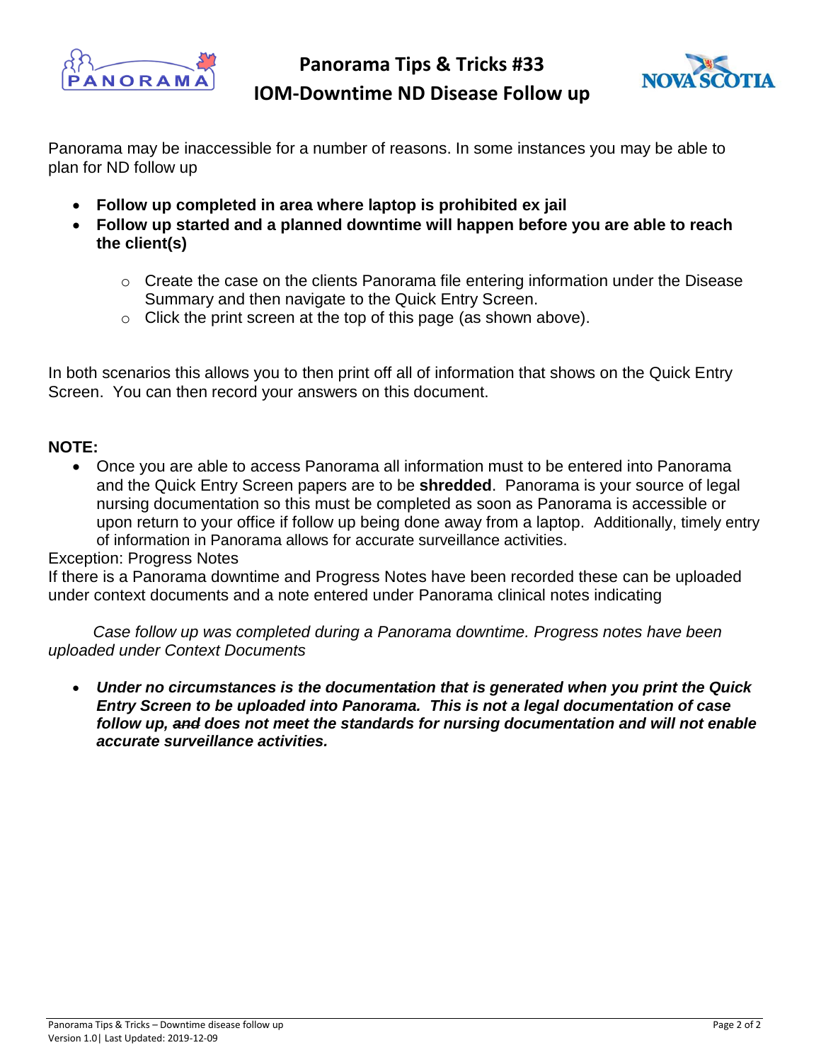# Panorama Tips & Tricks #33

## IOM-Downtime ND Disease Follow up

Panorama may be inaccessible for a number of reasons. In some instances you may be able to plan for ND follow up

- **Follow up completed in area where laptop is prohibited ex jail**
- **Follow up started and a planned downtime will happen before you are able to reach the client(s)**
  - Create the case on the clients Panorama file entering information under the Disease Summary and then navigate to the Quick Entry Screen.
  - Click the print screen at the top of this page (as shown above).

In both scenarios this allows you to then print off all of information that shows on the Quick Entry Screen. You can then record your answers on this document.

**NOTE:**

- Once you are able to access Panorama all information must to be entered into Panorama and the Quick Entry Screen papers are to be **shredded**. Panorama is your source of legal nursing documentation so this must be completed as soon as Panorama is accessible or upon return to your office if follow up being done away from a laptop. Additionally, timely entry of information in Panorama allows for accurate surveillance activities.

Exception: Progress Notes

If there is a Panorama downtime and Progress Notes have been recorded these can be uploaded under context documents and a note entered under Panorama clinical notes indicating

*Case follow up was completed during a Panorama downtime. Progress notes have been uploaded under Context Documents*

- ***Under no circumstances is the documentation that is generated when you print the Quick Entry Screen to be uploaded into Panorama. This is not a legal documentation of case follow up, ~~and~~ does not meet the standards for nursing documentation and will not enable accurate surveillance activities.***